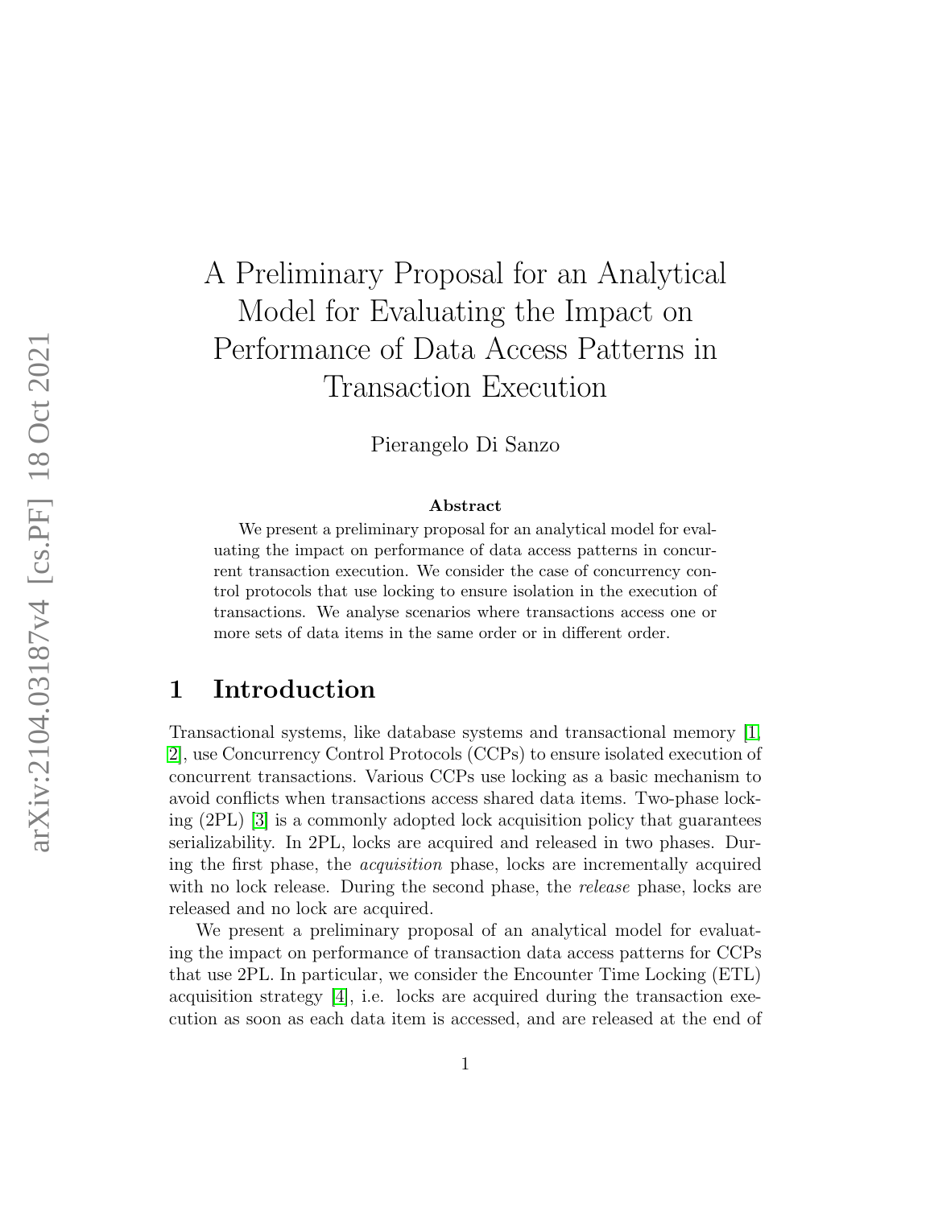# A Preliminary Proposal for an Analytical Model for Evaluating the Impact on Performance of Data Access Patterns in Transaction Execution

Pierangelo Di Sanzo

**Abstract**

We present a preliminary proposal for an analytical model for evaluating the impact on performance of data access patterns in concurrent transaction execution. We consider the case of concurrency control protocols that use locking to ensure isolation in the execution of transactions. We analyse scenarios where transactions access one or more sets of data items in the same order or in different order.

## 1 Introduction

Transactional systems, like database systems and transactional memory [1, 2], use Concurrency Control Protocols (CCPs) to ensure isolated execution of concurrent transactions. Various CCPs use locking as a basic mechanism to avoid conflicts when transactions access shared data items. Two-phase locking (2PL) [3] is a commonly adopted lock acquisition policy that guarantees serializability. In 2PL, locks are acquired and released in two phases. During the first phase, the *acquisition* phase, locks are incrementally acquired with no lock release. During the second phase, the *release* phase, locks are released and no lock are acquired.

We present a preliminary proposal of an analytical model for evaluating the impact on performance of transaction data access patterns for CCPs that use 2PL. In particular, we consider the Encounter Time Locking (ETL) acquisition strategy [4], i.e. locks are acquired during the transaction execution as soon as each data item is accessed, and are released at the end of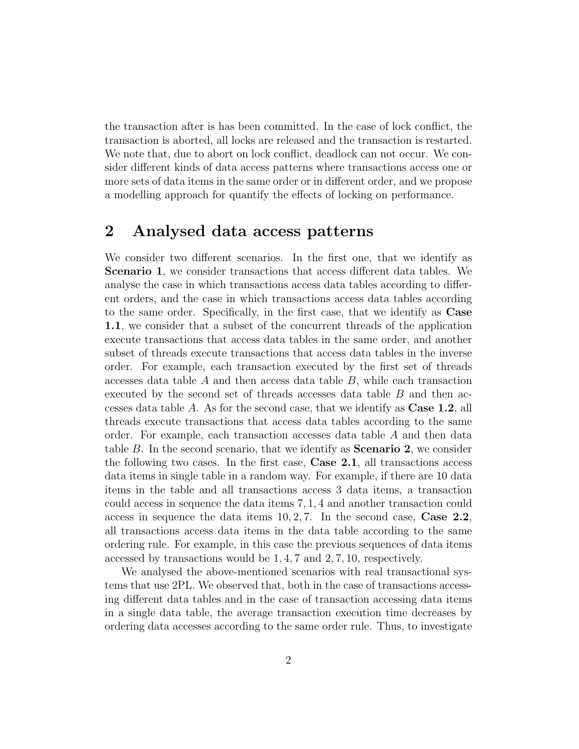the transaction after is has been committed. In the case of lock conflict, the transaction is aborted, all locks are released and the transaction is restarted. We note that, due to abort on lock conflict, deadlock can not occur. We consider different kinds of data access patterns where transactions access one or more sets of data items in the same order or in different order, and we propose a modelling approach for quantify the effects of locking on performance.

## 2 Analysed data access patterns

We consider two different scenarios. In the first one, that we identify as **Scenario 1**, we consider transactions that access different data tables. We analyse the case in which transactions access data tables according to different orders, and the case in which transactions access data tables according to the same order. Specifically, in the first case, that we identify as **Case 1.1**, we consider that a subset of the concurrent threads of the application execute transactions that access data tables in the same order, and another subset of threads execute transactions that access data tables in the inverse order. For example, each transaction executed by the first set of threads accesses data table $A$ and then access data table $B$, while each transaction executed by the second set of threads accesses data table $B$ and then accesses data table $A$. As for the second case, that we identify as **Case 1.2**, all threads execute transactions that access data tables according to the same order. For example, each transaction accesses data table $A$ and then data table $B$. In the second scenario, that we identify as **Scenario 2**, we consider the following two cases. In the first case, **Case 2.1**, all transactions access data items in single table in a random way. For example, if there are 10 data items in the table and all transactions access 3 data items, a transaction could access in sequence the data items $7, 1, 4$ and another transaction could access in sequence the data items $10, 2, 7$. In the second case, **Case 2.2**, all transactions access data items in the data table according to the same ordering rule. For example, in this case the previous sequences of data items accessed by transactions would be $1, 4, 7$ and $2, 7, 10$, respectively.

We analysed the above-mentioned scenarios with real transactional systems that use 2PL. We observed that, both in the case of transactions accessing different data tables and in the case of transaction accessing data items in a single data table, the average transaction execution time decreases by ordering data accesses according to the same order rule. Thus, to investigate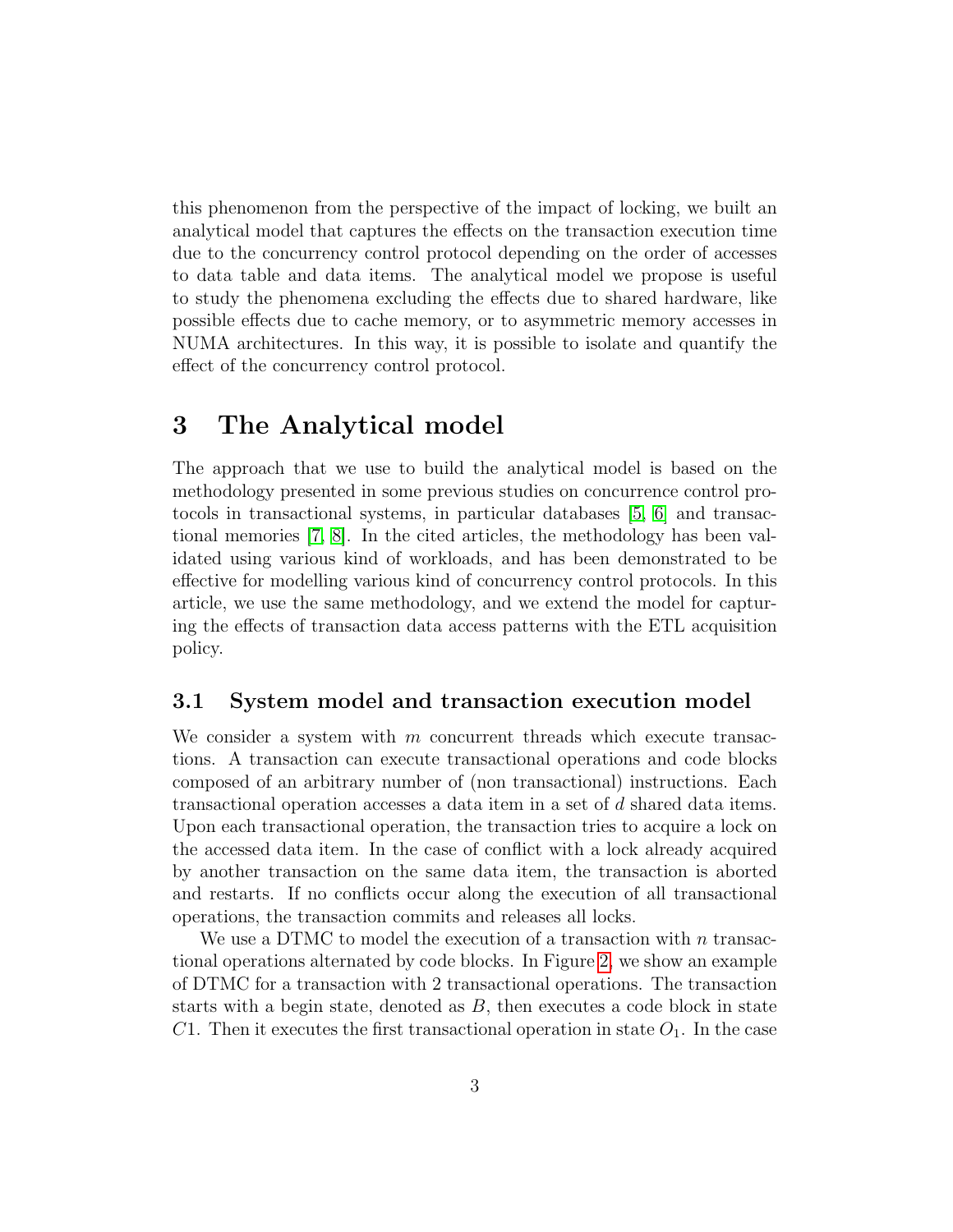this phenomenon from the perspective of the impact of locking, we built an analytical model that captures the effects on the transaction execution time due to the concurrency control protocol depending on the order of accesses to data table and data items. The analytical model we propose is useful to study the phenomena excluding the effects due to shared hardware, like possible effects due to cache memory, or to asymmetric memory accesses in NUMA architectures. In this way, it is possible to isolate and quantify the effect of the concurrency control protocol.

# 3 The Analytical model

The approach that we use to build the analytical model is based on the methodology presented in some previous studies on concurrence control protocols in transactional systems, in particular databases [5, 6] and transactional memories [7, 8]. In the cited articles, the methodology has been validated using various kind of workloads, and has been demonstrated to be effective for modelling various kind of concurrency control protocols. In this article, we use the same methodology, and we extend the model for capturing the effects of transaction data access patterns with the ETL acquisition policy.

## 3.1 System model and transaction execution model

We consider a system with $m$ concurrent threads which execute transactions. A transaction can execute transactional operations and code blocks composed of an arbitrary number of (non transactional) instructions. Each transactional operation accesses a data item in a set of $d$ shared data items. Upon each transactional operation, the transaction tries to acquire a lock on the accessed data item. In the case of conflict with a lock already acquired by another transaction on the same data item, the transaction is aborted and restarts. If no conflicts occur along the execution of all transactional operations, the transaction commits and releases all locks.

We use a DTMC to model the execution of a transaction with $n$ transactional operations alternated by code blocks. In Figure 2, we show an example of DTMC for a transaction with 2 transactional operations. The transaction starts with a begin state, denoted as $B$, then executes a code block in state $C1$. Then it executes the first transactional operation in state $O_1$. In the case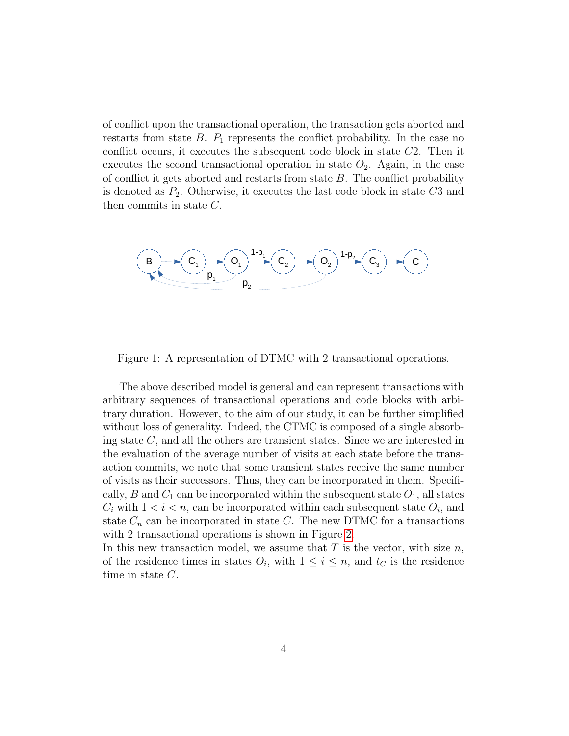of conflict upon the transactional operation, the transaction gets aborted and restarts from state $B$. $P_1$ represents the conflict probability. In the case no conflict occurs, it executes the subsequent code block in state $C2$. Then it executes the second transactional operation in state $O_2$. Again, in the case of conflict it gets aborted and restarts from state $B$. The conflict probability is denoted as $P_2$. Otherwise, it executes the last code block in state $C3$ and then commits in state $C$.

Figure 1: A representation of DTMC with 2 transactional operations.

The above described model is general and can represent transactions with arbitrary sequences of transactional operations and code blocks with arbitrary duration. However, to the aim of our study, it can be further simplified without loss of generality. Indeed, the CTMC is composed of a single absorbing state $C$, and all the others are transient states. Since we are interested in the evaluation of the average number of visits at each state before the transaction commits, we note that some transient states receive the same number of visits as their successors. Thus, they can be incorporated in them. Specifically, $B$ and $C_1$ can be incorporated within the subsequent state $O_1$, all states $C_i$ with $1 < i < n$, can be incorporated within each subsequent state $O_i$, and state $C_n$ can be incorporated in state $C$. The new DTMC for a transactions with 2 transactional operations is shown in Figure 2.

In this new transaction model, we assume that $T$ is the vector, with size $n$, of the residence times in states $O_i$, with $1 \leq i \leq n$, and $t_C$ is the residence time in state $C$.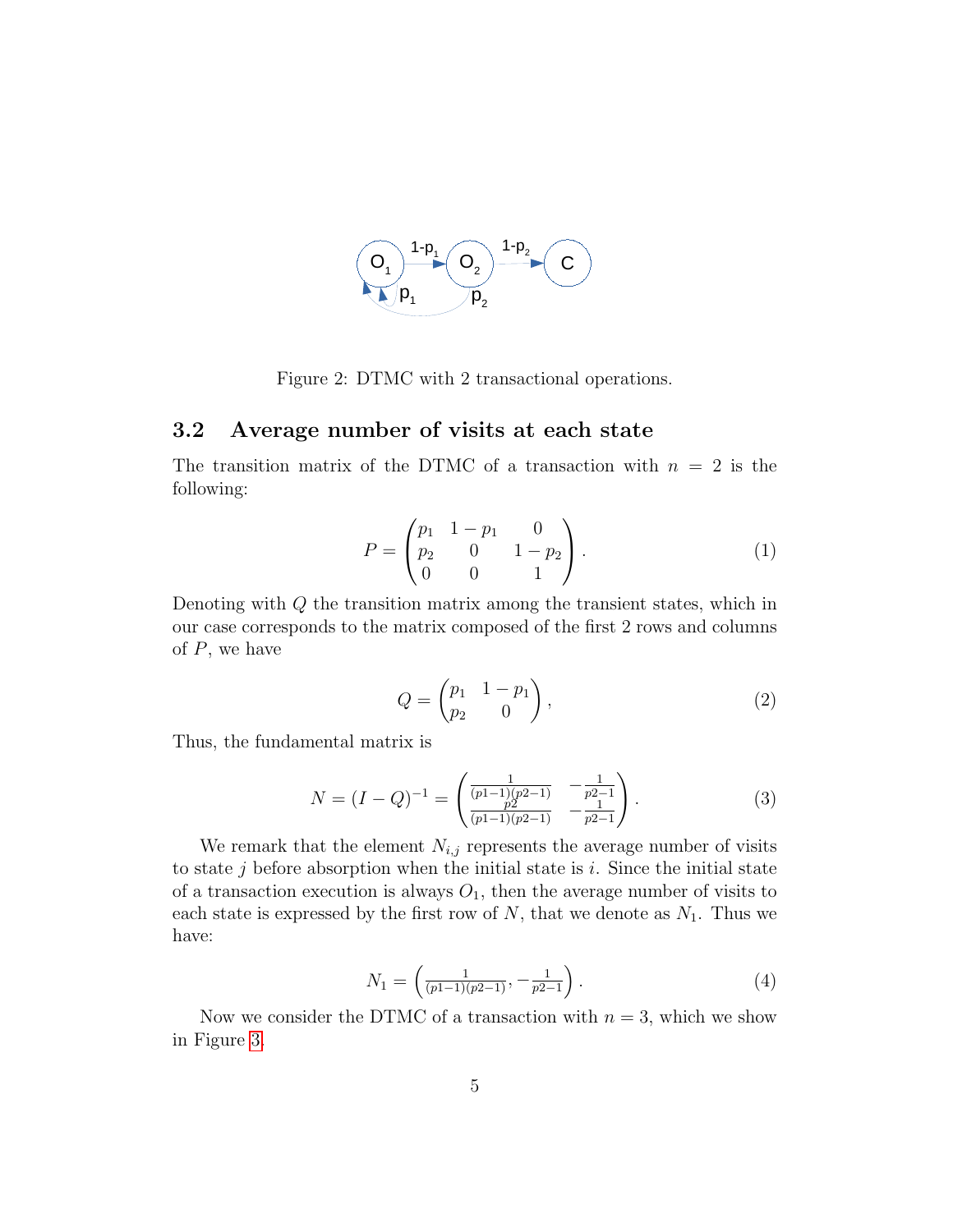Figure 2: DTMC with 2 transactional operations.

## 3.2 Average number of visits at each state

The transition matrix of the DTMC of a transaction with $n = 2$ is the following:

$$P = \begin{pmatrix} p_1 & 1-p_1 & 0 \\ p_2 & 0 & 1-p_2 \\ 0 & 0 & 1 \end{pmatrix}. \tag{1}$$

Denoting with $Q$ the transition matrix among the transient states, which in our case corresponds to the matrix composed of the first 2 rows and columns of $P$, we have

$$Q = \begin{pmatrix} p_1 & 1-p_1 \\ p_2 & 0 \end{pmatrix}, \tag{2}$$

Thus, the fundamental matrix is

$$N = (I-Q)^{-1} = \begin{pmatrix} \frac{1}{(p1-1)(p2-1)} & -\frac{1}{p2-1} \\ \frac{p2}{(p1-1)(p2-1)} & -\frac{1}{p2-1} \end{pmatrix}. \tag{3}$$

We remark that the element $N_{i,j}$ represents the average number of visits to state $j$ before absorption when the initial state is $i$. Since the initial state of a transaction execution is always $O_1$, then the average number of visits to each state is expressed by the first row of $N$, that we denote as $N_1$. Thus we have:

$$N_1 = \left( \frac{1}{(p1-1)(p2-1)}, -\frac{1}{p2-1} \right). \tag{4}$$

Now we consider the DTMC of a transaction with $n = 3$, which we show in Figure 3.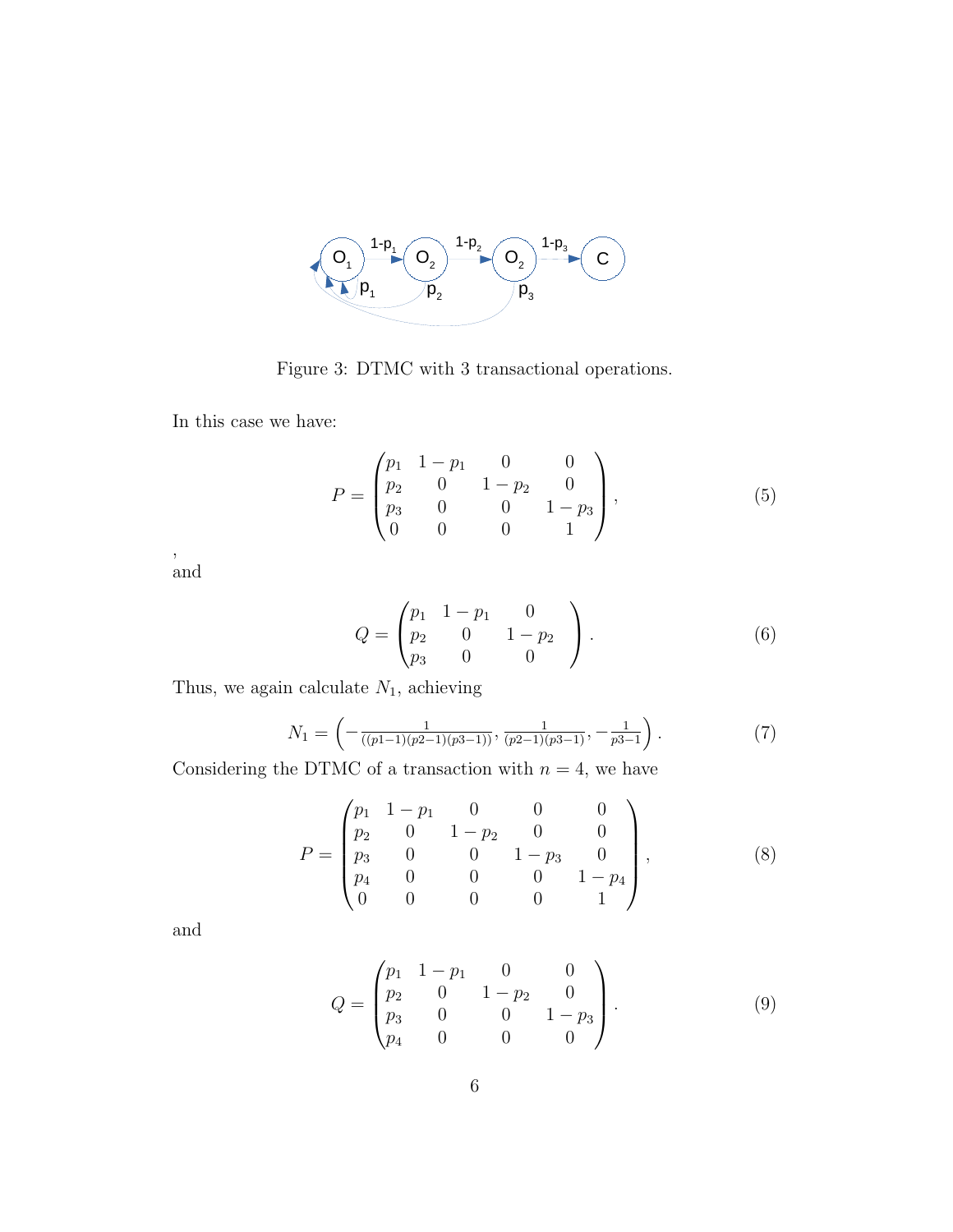Figure 3: DTMC with 3 transactional operations.

In this case we have:

$$P = \begin{pmatrix} p_1 & 1-p_1 & 0 & 0 \\ p_2 & 0 & 1-p_2 & 0 \\ p_3 & 0 & 0 & 1-p_3 \\ 0 & 0 & 0 & 1 \end{pmatrix}, \tag{5}$$

,
and

$$Q = \begin{pmatrix} p_1 & 1-p_1 & 0 \\ p_2 & 0 & 1-p_2 \\ p_3 & 0 & 0 \end{pmatrix}. \tag{6}$$

Thus, we again calculate $N_1$, achieving

$$N_1 = \left(-\frac{1}{((p1-1)(p2-1)(p3-1))}, \frac{1}{(p2-1)(p3-1)}, -\frac{1}{p3-1}\right). \tag{7}$$

Considering the DTMC of a transaction with $n = 4$, we have

$$P = \begin{pmatrix} p_1 & 1-p_1 & 0 & 0 & 0 \\ p_2 & 0 & 1-p_2 & 0 & 0 \\ p_3 & 0 & 0 & 1-p_3 & 0 \\ p_4 & 0 & 0 & 0 & 1-p_4 \\ 0 & 0 & 0 & 0 & 1 \end{pmatrix}, \tag{8}$$

and

$$Q = \begin{pmatrix} p_1 & 1-p_1 & 0 & 0 \\ p_2 & 0 & 1-p_2 & 0 \\ p_3 & 0 & 0 & 1-p_3 \\ p_4 & 0 & 0 & 0 \end{pmatrix}. \tag{9}$$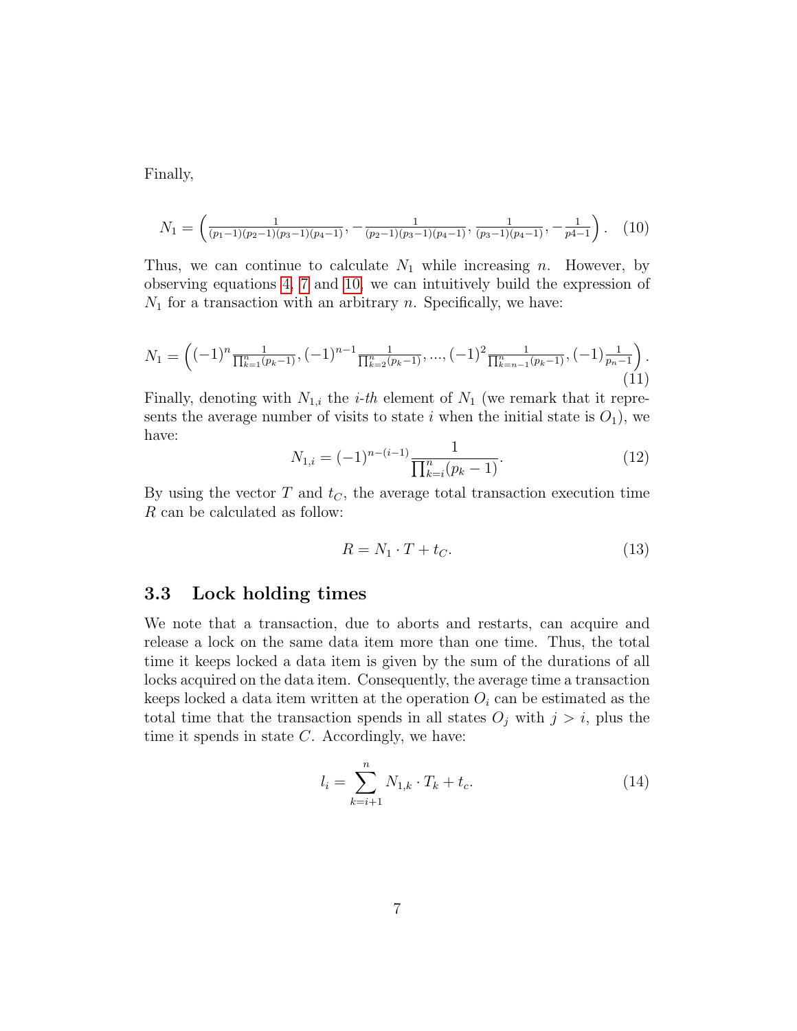Finally,

$$N_1 = \left( \frac{1}{(p_1-1)(p_2-1)(p_3-1)(p_4-1)}, -\frac{1}{(p_2-1)(p_3-1)(p_4-1)}, \frac{1}{(p_3-1)(p_4-1)}, -\frac{1}{p4-1} \right). \quad (10)$$

Thus, we can continue to calculate $N_1$ while increasing $n$. However, by observing equations 4, 7 and 10, we can intuitively build the expression of $N_1$ for a transaction with an arbitrary $n$. Specifically, we have:

$$N_1 = \left( (-1)^n \frac{1}{\prod_{k=1}^{n}(p_k-1)}, (-1)^{n-1} \frac{1}{\prod_{k=2}^{n}(p_k-1)}, ..., (-1)^2 \frac{1}{\prod_{k=n-1}^{n}(p_k-1)}, (-1) \frac{1}{p_n-1} \right). \quad (11)$$

Finally, denoting with $N_{1,i}$ the *i-th* element of $N_1$ (we remark that it represents the average number of visits to state $i$ when the initial state is $O_1$), we have:

$$N_{1,i} = (-1)^{n-(i-1)} \frac{1}{\prod_{k=i}^{n}(p_k - 1)}. \quad (12)$$

By using the vector $T$ and $t_C$, the average total transaction execution time $R$ can be calculated as follow:

$$R = N_1 \cdot T + t_C. \quad (13)$$

### 3.3 Lock holding times

We note that a transaction, due to aborts and restarts, can acquire and release a lock on the same data item more than one time. Thus, the total time it keeps locked a data item is given by the sum of the durations of all locks acquired on the data item. Consequently, the average time a transaction keeps locked a data item written at the operation $O_i$ can be estimated as the total time that the transaction spends in all states $O_j$ with $j > i$, plus the time it spends in state $C$. Accordingly, we have:

$$l_i = \sum_{k=i+1}^{n} N_{1,k} \cdot T_k + t_c. \quad (14)$$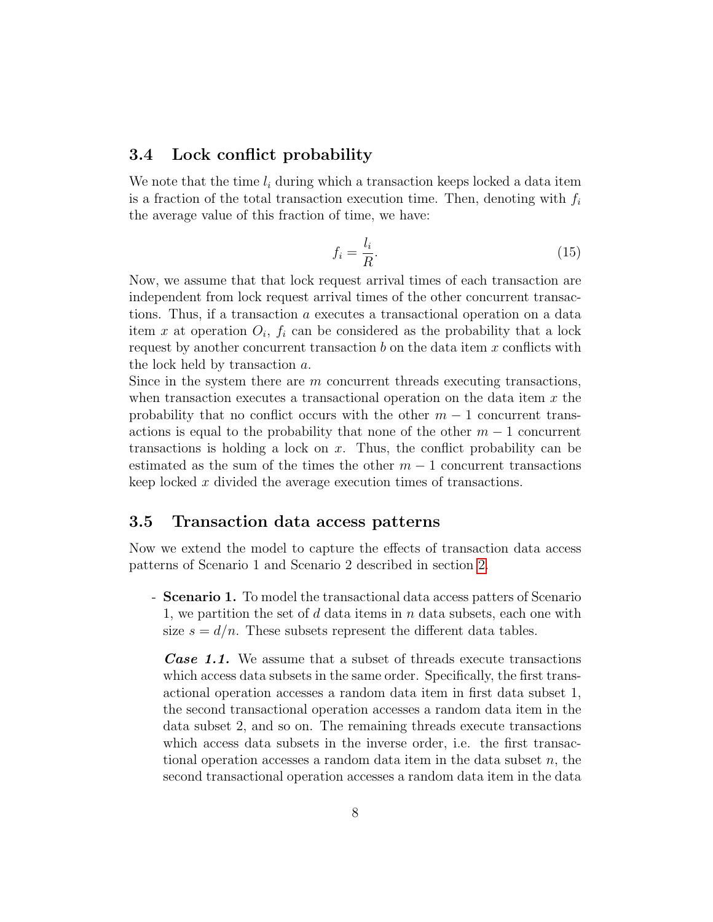### 3.4 Lock conflict probability

We note that the time $l_i$ during which a transaction keeps locked a data item is a fraction of the total transaction execution time. Then, denoting with $f_i$ the average value of this fraction of time, we have:

$$f_i = \frac{l_i}{R}. \tag{15}$$

Now, we assume that that lock request arrival times of each transaction are independent from lock request arrival times of the other concurrent transactions. Thus, if a transaction $a$ executes a transactional operation on a data item $x$ at operation $O_i$, $f_i$ can be considered as the probability that a lock request by another concurrent transaction $b$ on the data item $x$ conflicts with the lock held by transaction $a$.
Since in the system there are $m$ concurrent threads executing transactions, when transaction executes a transactional operation on the data item $x$ the probability that no conflict occurs with the other $m-1$ concurrent transactions is equal to the probability that none of the other $m-1$ concurrent transactions is holding a lock on $x$. Thus, the conflict probability can be estimated as the sum of the times the other $m-1$ concurrent transactions keep locked $x$ divided the average execution times of transactions.

### 3.5 Transaction data access patterns

Now we extend the model to capture the effects of transaction data access patterns of Scenario 1 and Scenario 2 described in section 2.

- **Scenario 1.** To model the transactional data access patters of Scenario 1, we partition the set of $d$ data items in $n$ data subsets, each one with size $s = d/n$. These subsets represent the different data tables.

  ***Case 1.1.*** We assume that a subset of threads execute transactions which access data subsets in the same order. Specifically, the first transactional operation accesses a random data item in first data subset 1, the second transactional operation accesses a random data item in the data subset 2, and so on. The remaining threads execute transactions which access data subsets in the inverse order, i.e. the first transactional operation accesses a random data item in the data subset $n$, the second transactional operation accesses a random data item in the data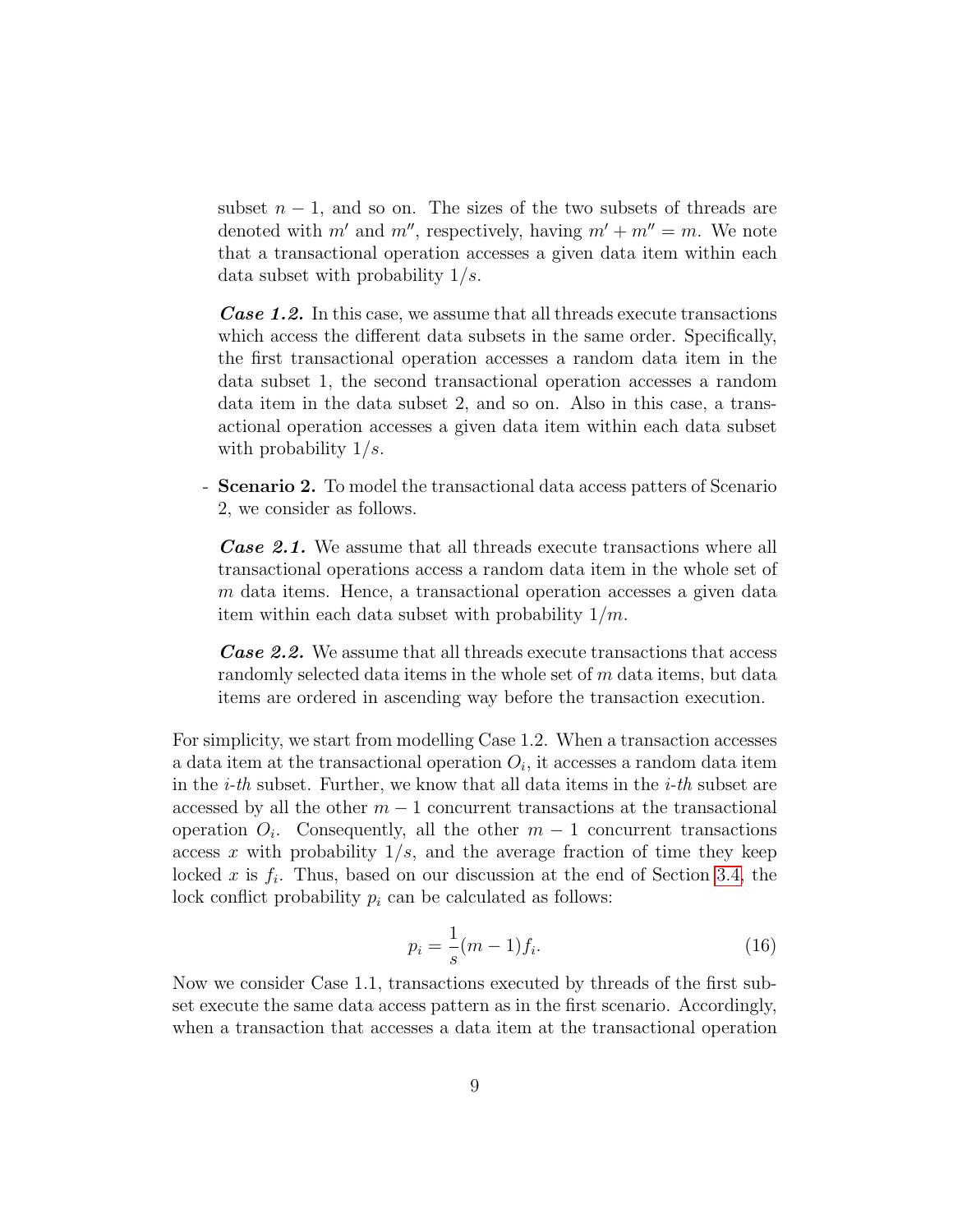subset $n-1$, and so on. The sizes of the two subsets of threads are denoted with $m'$ and $m''$, respectively, having $m' + m'' = m$. We note that a transactional operation accesses a given data item within each data subset with probability $1/s$.

***Case 1.2.*** In this case, we assume that all threads execute transactions which access the different data subsets in the same order. Specifically, the first transactional operation accesses a random data item in the data subset 1, the second transactional operation accesses a random data item in the data subset 2, and so on. Also in this case, a transactional operation accesses a given data item within each data subset with probability $1/s$.

- **Scenario 2.** To model the transactional data access patters of Scenario 2, we consider as follows.

  ***Case 2.1.*** We assume that all threads execute transactions where all transactional operations access a random data item in the whole set of $m$ data items. Hence, a transactional operation accesses a given data item within each data subset with probability $1/m$.

  ***Case 2.2.*** We assume that all threads execute transactions that access randomly selected data items in the whole set of $m$ data items, but data items are ordered in ascending way before the transaction execution.

For simplicity, we start from modelling Case 1.2. When a transaction accesses a data item at the transactional operation $O_i$, it accesses a random data item in the *i-th* subset. Further, we know that all data items in the *i-th* subset are accessed by all the other $m-1$ concurrent transactions at the transactional operation $O_i$. Consequently, all the other $m-1$ concurrent transactions access $x$ with probability $1/s$, and the average fraction of time they keep locked $x$ is $f_i$. Thus, based on our discussion at the end of Section 3.4, the lock conflict probability $p_i$ can be calculated as follows:

$$p_i = \frac{1}{s}(m-1)f_i. \tag{16}$$

Now we consider Case 1.1, transactions executed by threads of the first subset execute the same data access pattern as in the first scenario. Accordingly, when a transaction that accesses a data item at the transactional operation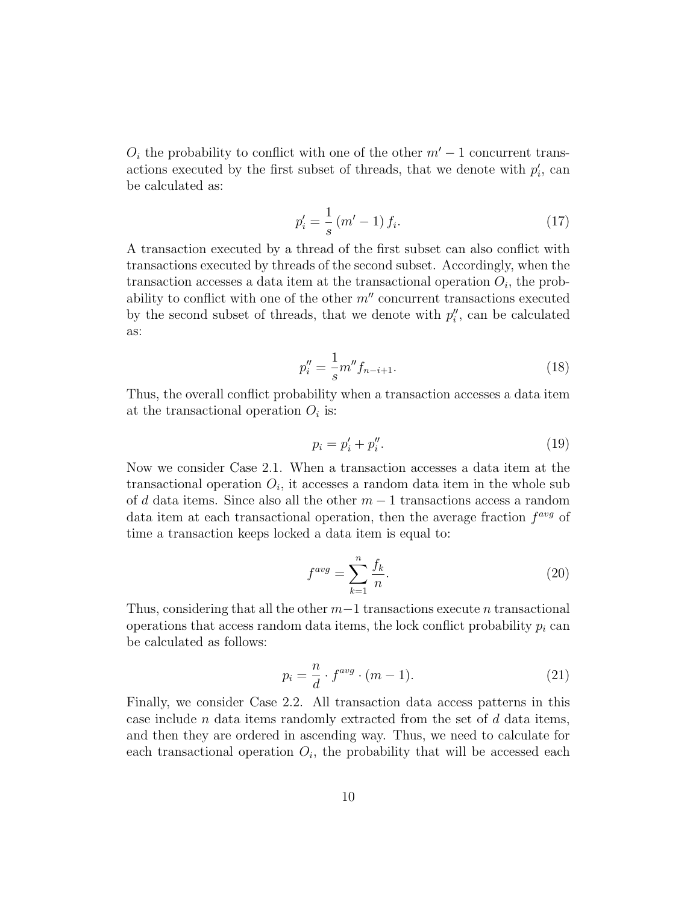$O_i$ the probability to conflict with one of the other $m' - 1$ concurrent transactions executed by the first subset of threads, that we denote with $p'_i$, can be calculated as:

$$p'_i = \frac{1}{s}\,(m' - 1)\,f_i. \tag{17}$$

A transaction executed by a thread of the first subset can also conflict with transactions executed by threads of the second subset. Accordingly, when the transaction accesses a data item at the transactional operation $O_i$, the probability to conflict with one of the other $m''$ concurrent transactions executed by the second subset of threads, that we denote with $p''_i$, can be calculated as:

$$p''_i = \frac{1}{s} m'' f_{n-i+1}. \tag{18}$$

Thus, the overall conflict probability when a transaction accesses a data item at the transactional operation $O_i$ is:

$$p_i = p'_i + p''_i. \tag{19}$$

Now we consider Case 2.1. When a transaction accesses a data item at the transactional operation $O_i$, it accesses a random data item in the whole sub of $d$ data items. Since also all the other $m - 1$ transactions access a random data item at each transactional operation, then the average fraction $f^{avg}$ of time a transaction keeps locked a data item is equal to:

$$f^{avg} = \sum_{k=1}^{n} \frac{f_k}{n}. \tag{20}$$

Thus, considering that all the other $m-1$ transactions execute $n$ transactional operations that access random data items, the lock conflict probability $p_i$ can be calculated as follows:

$$p_i = \frac{n}{d} \cdot f^{avg} \cdot (m - 1). \tag{21}$$

Finally, we consider Case 2.2. All transaction data access patterns in this case include $n$ data items randomly extracted from the set of $d$ data items, and then they are ordered in ascending way. Thus, we need to calculate for each transactional operation $O_i$, the probability that will be accessed each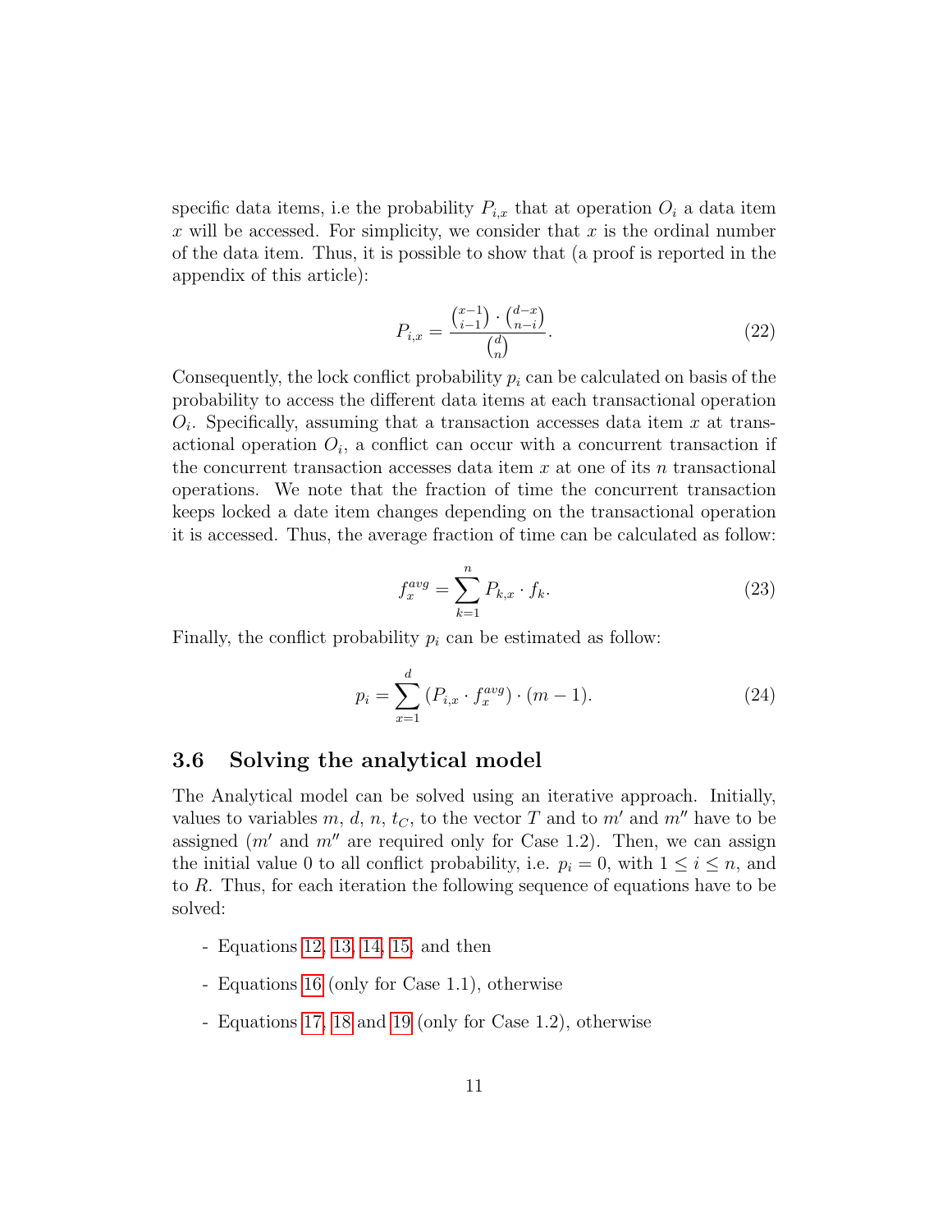specific data items, i.e the probability $P_{i,x}$ that at operation $O_i$ a data item $x$ will be accessed. For simplicity, we consider that $x$ is the ordinal number of the data item. Thus, it is possible to show that (a proof is reported in the appendix of this article):

$$P_{i,x} = \frac{\binom{x-1}{i-1} \cdot \binom{d-x}{n-i}}{\binom{d}{n}}. \tag{22}$$

Consequently, the lock conflict probability $p_i$ can be calculated on basis of the probability to access the different data items at each transactional operation $O_i$. Specifically, assuming that a transaction accesses data item $x$ at transactional operation $O_i$, a conflict can occur with a concurrent transaction if the concurrent transaction accesses data item $x$ at one of its $n$ transactional operations. We note that the fraction of time the concurrent transaction keeps locked a date item changes depending on the transactional operation it is accessed. Thus, the average fraction of time can be calculated as follow:

$$f_x^{avg} = \sum_{k=1}^{n} P_{k,x} \cdot f_k. \tag{23}$$

Finally, the conflict probability $p_i$ can be estimated as follow:

$$p_i = \sum_{x=1}^{d} (P_{i,x} \cdot f_x^{avg}) \cdot (m-1). \tag{24}$$

### 3.6 Solving the analytical model

The Analytical model can be solved using an iterative approach. Initially, values to variables $m$, $d$, $n$, $t_C$, to the vector $T$ and to $m'$ and $m''$ have to be assigned ($m'$ and $m''$ are required only for Case 1.2). Then, we can assign the initial value 0 to all conflict probability, i.e. $p_i = 0$, with $1 \leq i \leq n$, and to $R$. Thus, for each iteration the following sequence of equations have to be solved:

- Equations 12, 13, 14, 15, and then
- Equations 16 (only for Case 1.1), otherwise
- Equations 17, 18 and 19 (only for Case 1.2), otherwise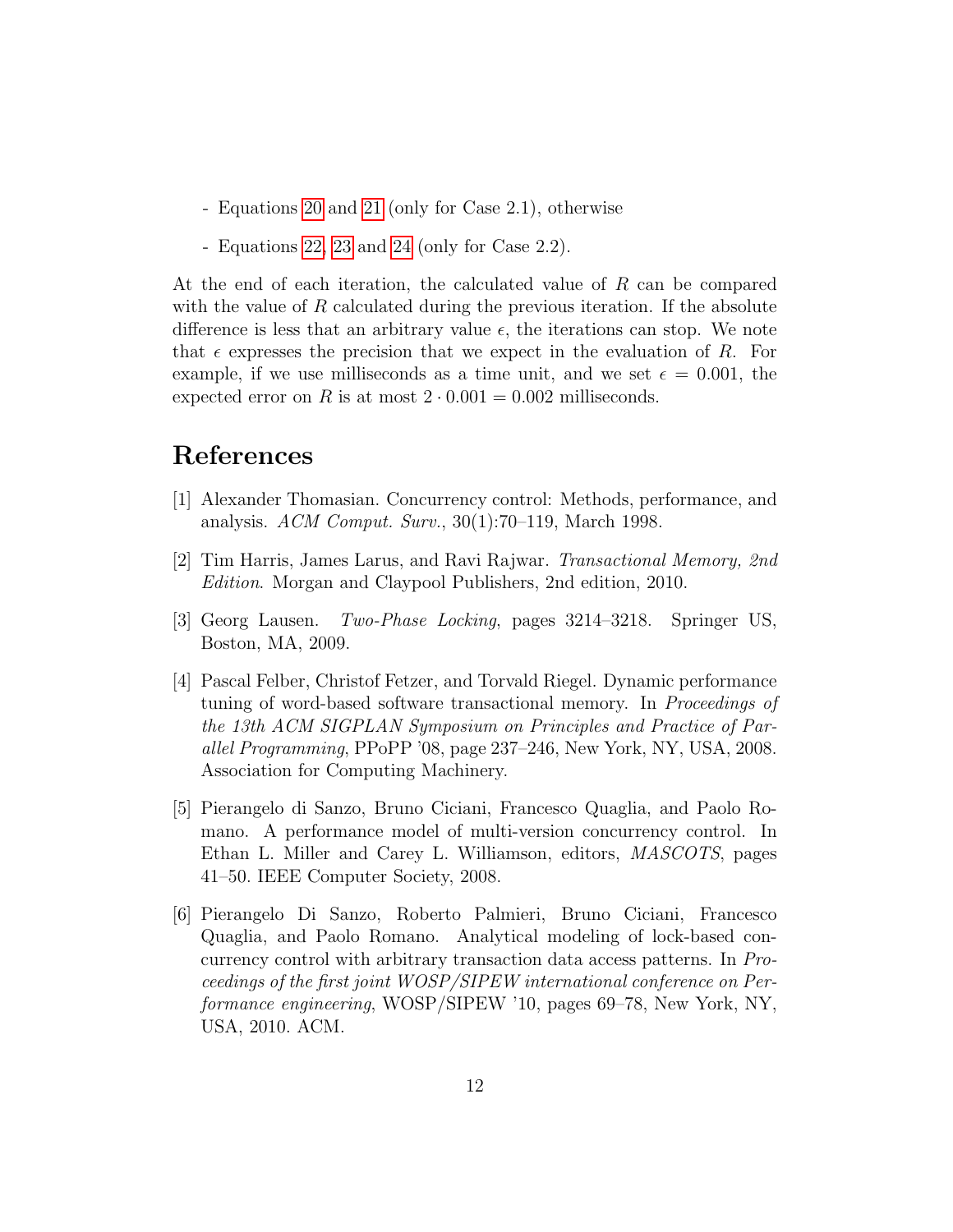- Equations 20 and 21 (only for Case 2.1), otherwise

- Equations 22, 23 and 24 (only for Case 2.2).

At the end of each iteration, the calculated value of $R$ can be compared with the value of $R$ calculated during the previous iteration. If the absolute difference is less that an arbitrary value $\epsilon$, the iterations can stop. We note that $\epsilon$ expresses the precision that we expect in the evaluation of $R$. For example, if we use milliseconds as a time unit, and we set $\epsilon = 0.001$, the expected error on $R$ is at most $2 \cdot 0.001 = 0.002$ milliseconds.

# References

[1] Alexander Thomasian. Concurrency control: Methods, performance, and analysis. *ACM Comput. Surv.*, 30(1):70–119, March 1998.

[2] Tim Harris, James Larus, and Ravi Rajwar. *Transactional Memory, 2nd Edition*. Morgan and Claypool Publishers, 2nd edition, 2010.

[3] Georg Lausen. *Two-Phase Locking*, pages 3214–3218. Springer US, Boston, MA, 2009.

[4] Pascal Felber, Christof Fetzer, and Torvald Riegel. Dynamic performance tuning of word-based software transactional memory. In *Proceedings of the 13th ACM SIGPLAN Symposium on Principles and Practice of Parallel Programming*, PPoPP '08, page 237–246, New York, NY, USA, 2008. Association for Computing Machinery.

[5] Pierangelo di Sanzo, Bruno Ciciani, Francesco Quaglia, and Paolo Romano. A performance model of multi-version concurrency control. In Ethan L. Miller and Carey L. Williamson, editors, *MASCOTS*, pages 41–50. IEEE Computer Society, 2008.

[6] Pierangelo Di Sanzo, Roberto Palmieri, Bruno Ciciani, Francesco Quaglia, and Paolo Romano. Analytical modeling of lock-based concurrency control with arbitrary transaction data access patterns. In *Proceedings of the first joint WOSP/SIPEW international conference on Performance engineering*, WOSP/SIPEW '10, pages 69–78, New York, NY, USA, 2010. ACM.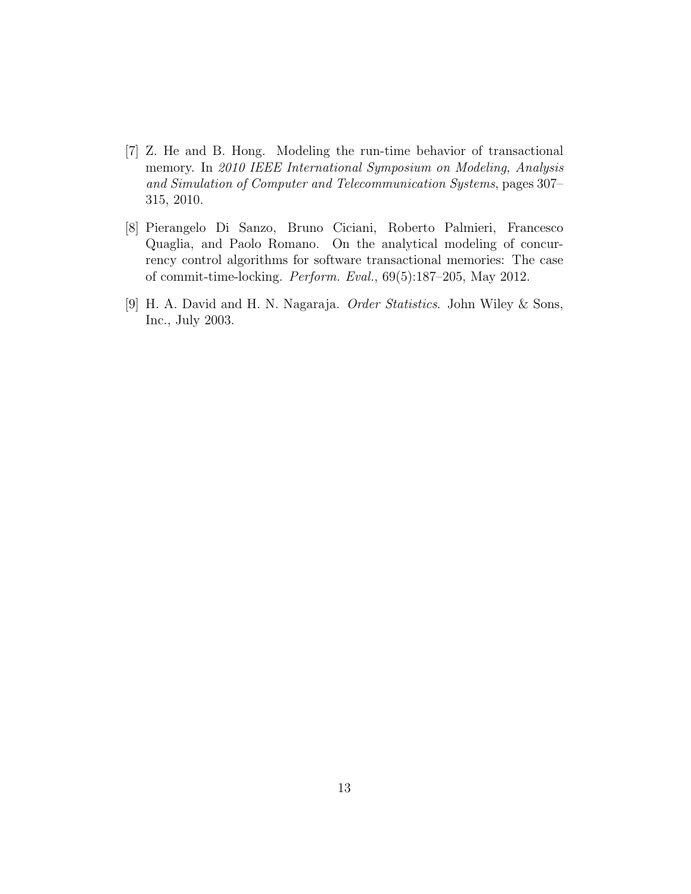[7] Z. He and B. Hong. Modeling the run-time behavior of transactional memory. In *2010 IEEE International Symposium on Modeling, Analysis and Simulation of Computer and Telecommunication Systems*, pages 307–315, 2010.

[8] Pierangelo Di Sanzo, Bruno Ciciani, Roberto Palmieri, Francesco Quaglia, and Paolo Romano. On the analytical modeling of concurrency control algorithms for software transactional memories: The case of commit-time-locking. *Perform. Eval.*, 69(5):187–205, May 2012.

[9] H. A. David and H. N. Nagaraja. *Order Statistics*. John Wiley & Sons, Inc., July 2003.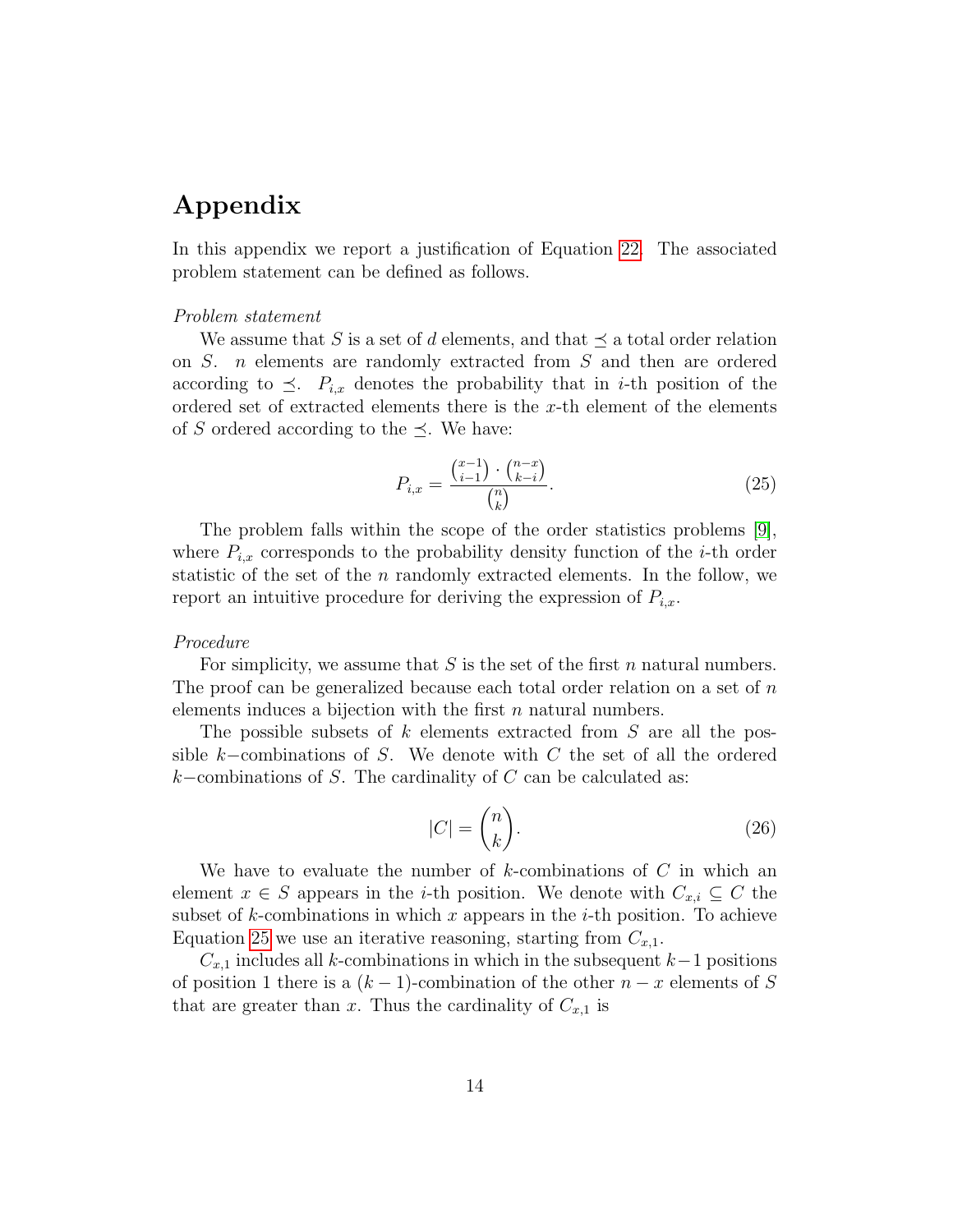# Appendix

In this appendix we report a justification of Equation 22. The associated problem statement can be defined as follows.

*Problem statement*

We assume that $S$ is a set of $d$ elements, and that $\preceq$ a total order relation on $S$. $n$ elements are randomly extracted from $S$ and then are ordered according to $\preceq$. $P_{i,x}$ denotes the probability that in $i$-th position of the ordered set of extracted elements there is the $x$-th element of the elements of $S$ ordered according to the $\preceq$. We have:

$$P_{i,x} = \frac{\binom{x-1}{i-1} \cdot \binom{n-x}{k-i}}{\binom{n}{k}}. \tag{25}$$

The problem falls within the scope of the order statistics problems [9], where $P_{i,x}$ corresponds to the probability density function of the $i$-th order statistic of the set of the $n$ randomly extracted elements. In the follow, we report an intuitive procedure for deriving the expression of $P_{i,x}$.

*Procedure*

For simplicity, we assume that $S$ is the set of the first $n$ natural numbers. The proof can be generalized because each total order relation on a set of $n$ elements induces a bijection with the first $n$ natural numbers.

The possible subsets of $k$ elements extracted from $S$ are all the possible $k-$combinations of $S$. We denote with $C$ the set of all the ordered $k-$combinations of $S$. The cardinality of $C$ can be calculated as:

$$|C| = \binom{n}{k}. \tag{26}$$

We have to evaluate the number of $k$-combinations of $C$ in which an element $x \in S$ appears in the $i$-th position. We denote with $C_{x,i} \subseteq C$ the subset of $k$-combinations in which $x$ appears in the $i$-th position. To achieve Equation 25 we use an iterative reasoning, starting from $C_{x,1}$.

$C_{x,1}$ includes all $k$-combinations in which in the subsequent $k-1$ positions of position 1 there is a $(k-1)$-combination of the other $n-x$ elements of $S$ that are greater than $x$. Thus the cardinality of $C_{x,1}$ is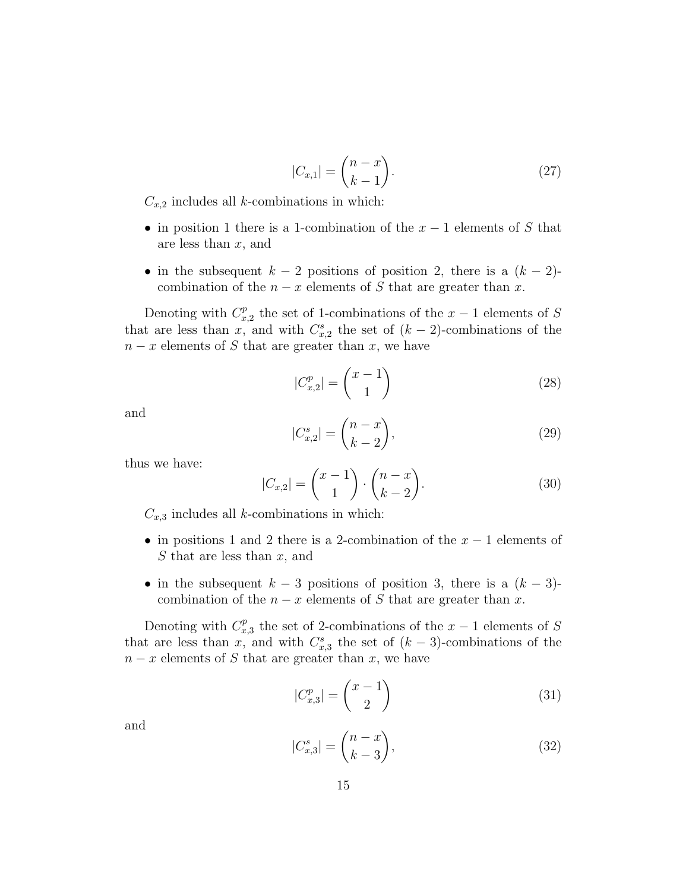$$|C_{x,1}| = \binom{n-x}{k-1}. \tag{27}$$

$C_{x,2}$ includes all $k$-combinations in which:

- in position 1 there is a 1-combination of the $x-1$ elements of $S$ that are less than $x$, and
- in the subsequent $k-2$ positions of position 2, there is a $(k-2)$-combination of the $n-x$ elements of $S$ that are greater than $x$.

Denoting with $C^p_{x,2}$ the set of 1-combinations of the $x-1$ elements of $S$ that are less than $x$, and with $C^s_{x,2}$ the set of $(k-2)$-combinations of the $n-x$ elements of $S$ that are greater than $x$, we have

$$|C^p_{x,2}| = \binom{x-1}{1} \tag{28}$$

and

$$|C^s_{x,2}| = \binom{n-x}{k-2}, \tag{29}$$

thus we have:

$$|C_{x,2}| = \binom{x-1}{1} \cdot \binom{n-x}{k-2}. \tag{30}$$

$C_{x,3}$ includes all $k$-combinations in which:

- in positions 1 and 2 there is a 2-combination of the $x-1$ elements of $S$ that are less than $x$, and
- in the subsequent $k-3$ positions of position 3, there is a $(k-3)$-combination of the $n-x$ elements of $S$ that are greater than $x$.

Denoting with $C^p_{x,3}$ the set of 2-combinations of the $x-1$ elements of $S$ that are less than $x$, and with $C^s_{x,3}$ the set of $(k-3)$-combinations of the $n-x$ elements of $S$ that are greater than $x$, we have

$$|C^p_{x,3}| = \binom{x-1}{2} \tag{31}$$

and

$$|C^s_{x,3}| = \binom{n-x}{k-3}, \tag{32}$$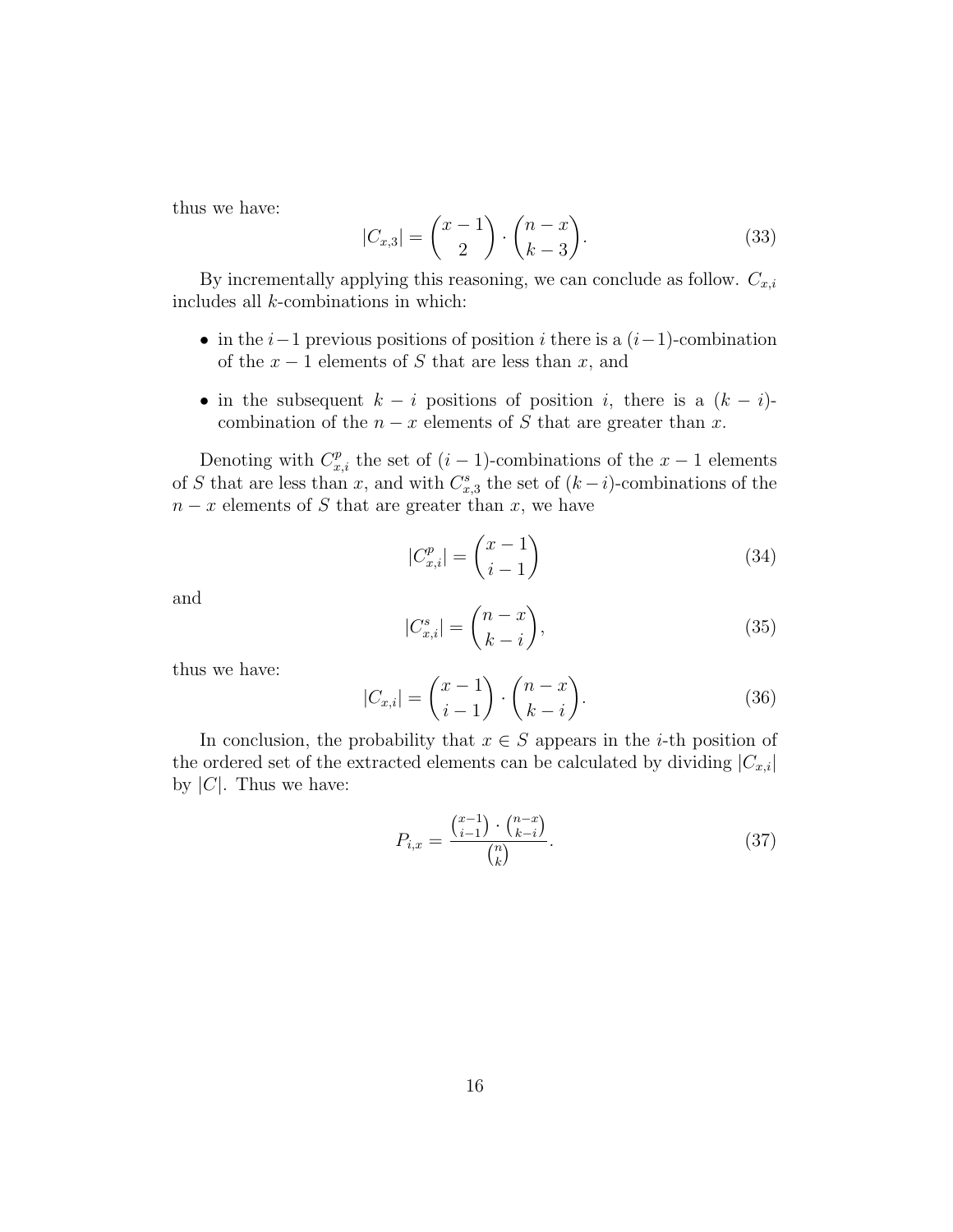thus we have:

$$|C_{x,3}| = \binom{x-1}{2} \cdot \binom{n-x}{k-3}. \tag{33}$$

By incrementally applying this reasoning, we can conclude as follow. $C_{x,i}$ includes all $k$-combinations in which:

- in the $i-1$ previous positions of position $i$ there is a $(i-1)$-combination of the $x-1$ elements of $S$ that are less than $x$, and
- in the subsequent $k-i$ positions of position $i$, there is a $(k-i)$-combination of the $n-x$ elements of $S$ that are greater than $x$.

Denoting with $C^p_{x,i}$ the set of $(i-1)$-combinations of the $x-1$ elements of $S$ that are less than $x$, and with $C^s_{x,3}$ the set of $(k-i)$-combinations of the $n-x$ elements of $S$ that are greater than $x$, we have

$$|C^p_{x,i}| = \binom{x-1}{i-1} \tag{34}$$

and

$$|C^s_{x,i}| = \binom{n-x}{k-i}, \tag{35}$$

thus we have:

$$|C_{x,i}| = \binom{x-1}{i-1} \cdot \binom{n-x}{k-i}. \tag{36}$$

In conclusion, the probability that $x \in S$ appears in the $i$-th position of the ordered set of the extracted elements can be calculated by dividing $|C_{x,i}|$ by $|C|$. Thus we have:

$$P_{i,x} = \frac{\binom{x-1}{i-1} \cdot \binom{n-x}{k-i}}{\binom{n}{k}}. \tag{37}$$